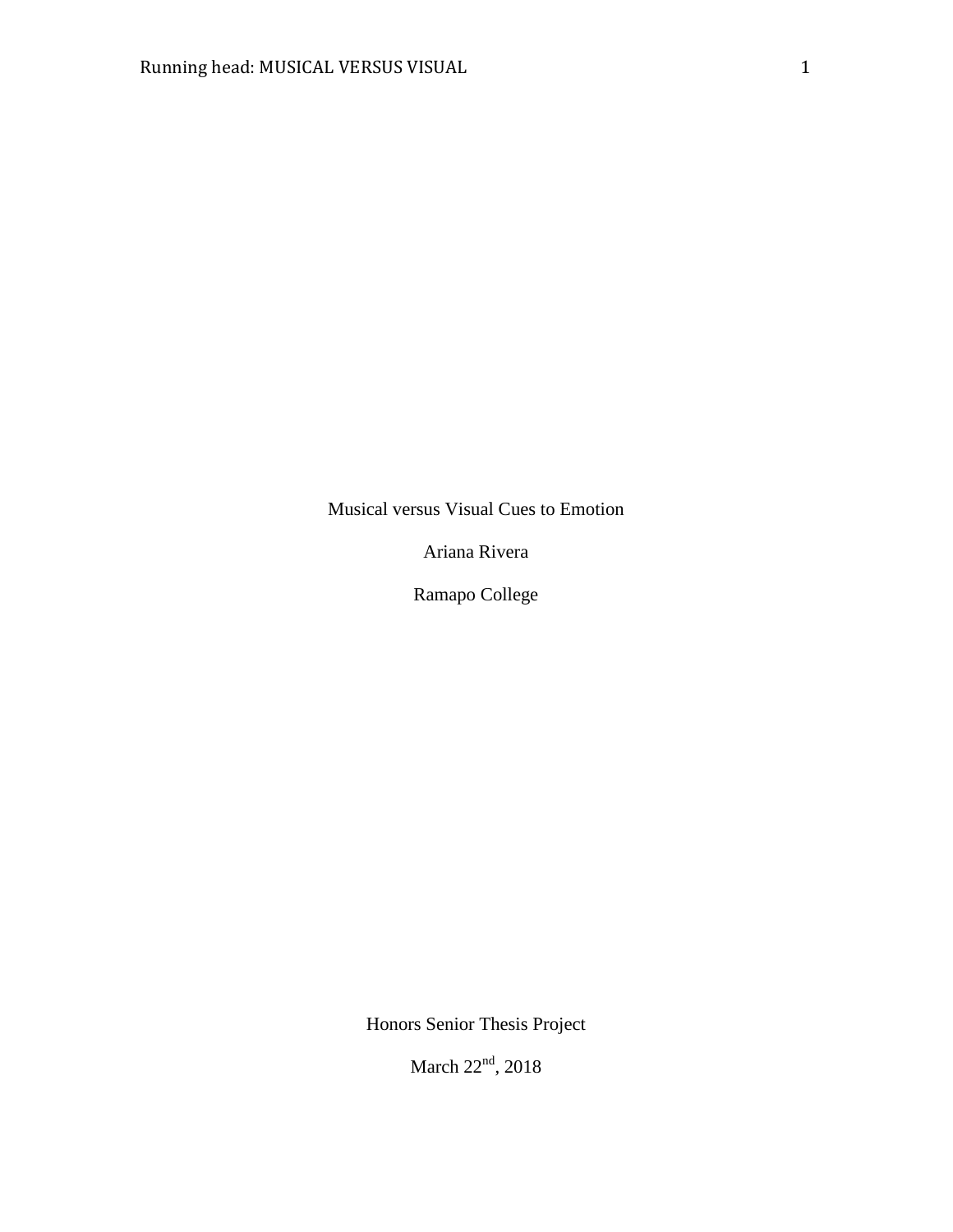# Musical versus Visual Cues to Emotion

Ariana Rivera

Ramapo College

Honors Senior Thesis Project

March 22nd, 2018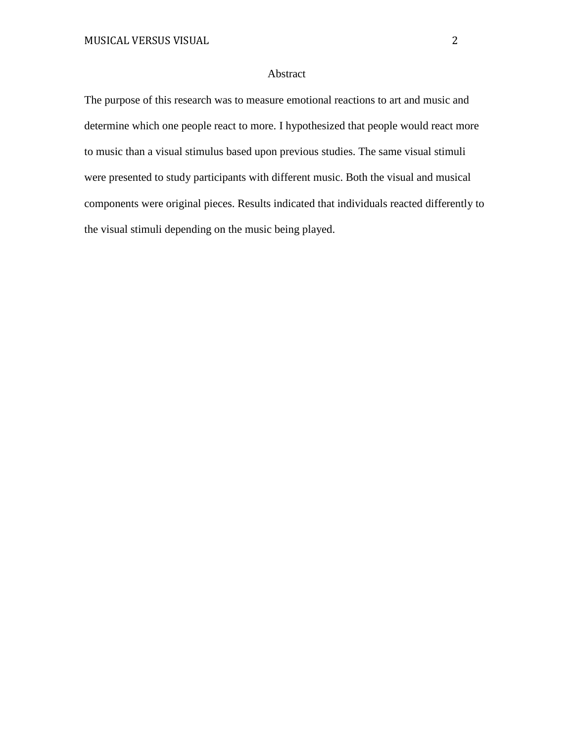# Abstract

The purpose of this research was to measure emotional reactions to art and music and determine which one people react to more. I hypothesized that people would react more to music than a visual stimulus based upon previous studies. The same visual stimuli were presented to study participants with different music. Both the visual and musical components were original pieces. Results indicated that individuals reacted differently to the visual stimuli depending on the music being played.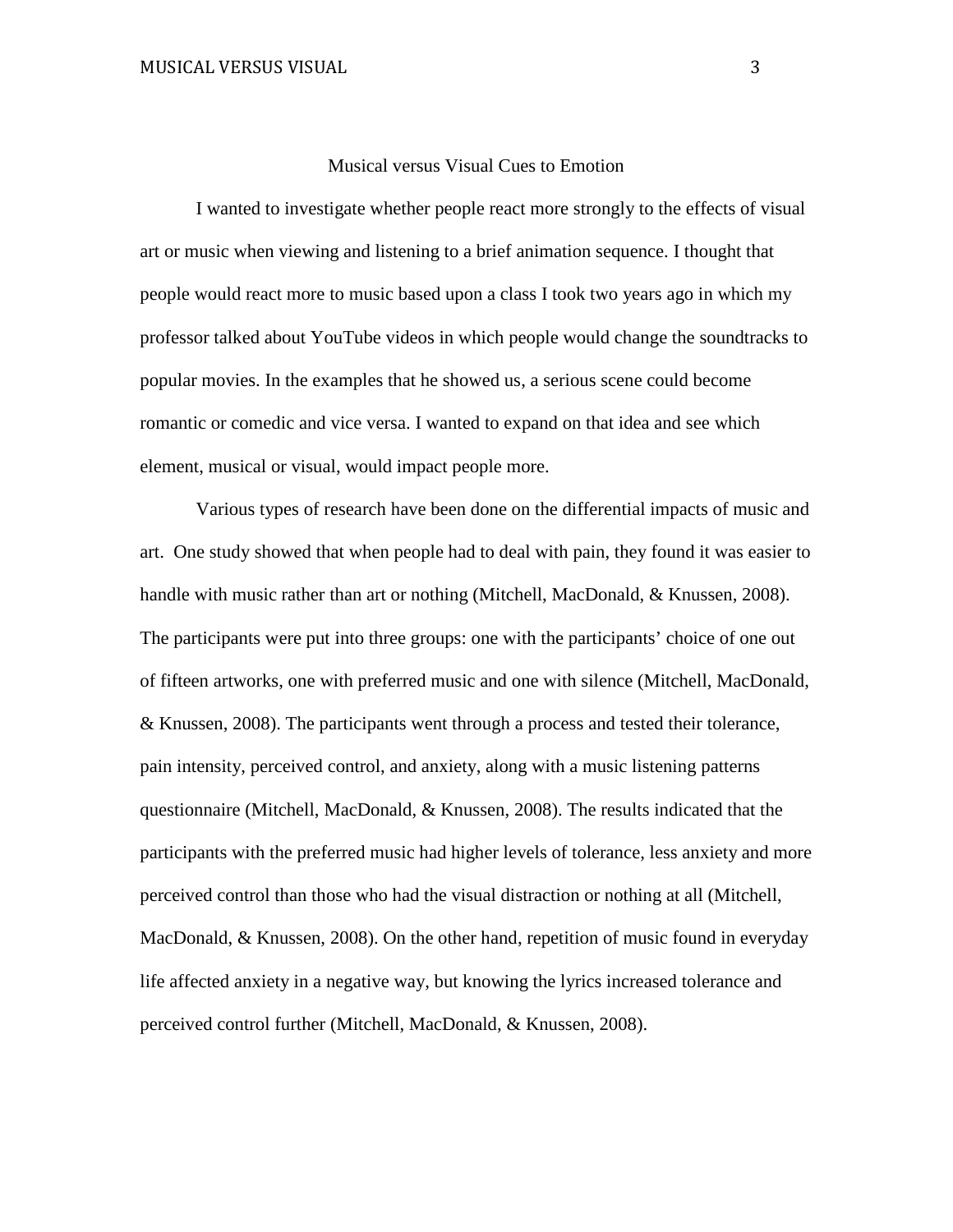# Musical versus Visual Cues to Emotion

I wanted to investigate whether people react more strongly to the effects of visual art or music when viewing and listening to a brief animation sequence. I thought that people would react more to music based upon a class I took two years ago in which my professor talked about YouTube videos in which people would change the soundtracks to popular movies. In the examples that he showed us, a serious scene could become romantic or comedic and vice versa. I wanted to expand on that idea and see which element, musical or visual, would impact people more.

Various types of research have been done on the differential impacts of music and art. One study showed that when people had to deal with pain, they found it was easier to handle with music rather than art or nothing (Mitchell, MacDonald, & Knussen, 2008). The participants were put into three groups: one with the participants' choice of one out of fifteen artworks, one with preferred music and one with silence (Mitchell, MacDonald, & Knussen, 2008). The participants went through a process and tested their tolerance, pain intensity, perceived control, and anxiety, along with a music listening patterns questionnaire (Mitchell, MacDonald, & Knussen, 2008). The results indicated that the participants with the preferred music had higher levels of tolerance, less anxiety and more perceived control than those who had the visual distraction or nothing at all (Mitchell, MacDonald, & Knussen, 2008). On the other hand, repetition of music found in everyday life affected anxiety in a negative way, but knowing the lyrics increased tolerance and perceived control further (Mitchell, MacDonald, & Knussen, 2008).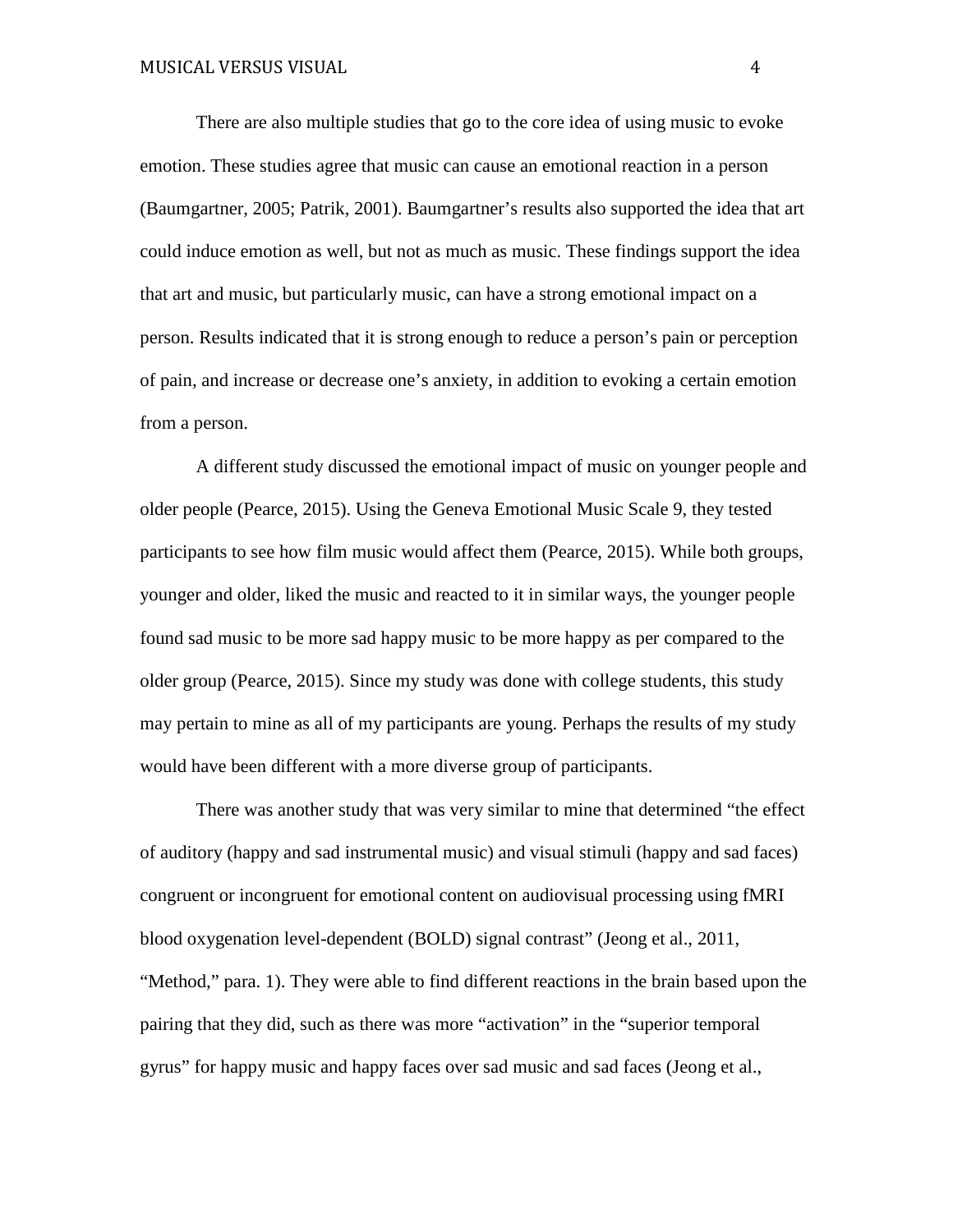There are also multiple studies that go to the core idea of using music to evoke emotion. These studies agree that music can cause an emotional reaction in a person (Baumgartner, 2005; Patrik, 2001). Baumgartner's results also supported the idea that art could induce emotion as well, but not as much as music. These findings support the idea that art and music, but particularly music, can have a strong emotional impact on a person. Results indicated that it is strong enough to reduce a person's pain or perception of pain, and increase or decrease one's anxiety, in addition to evoking a certain emotion from a person.

A different study discussed the emotional impact of music on younger people and older people (Pearce, 2015). Using the Geneva Emotional Music Scale 9, they tested participants to see how film music would affect them (Pearce, 2015). While both groups, younger and older, liked the music and reacted to it in similar ways, the younger people found sad music to be more sad happy music to be more happy as per compared to the older group (Pearce, 2015). Since my study was done with college students, this study may pertain to mine as all of my participants are young. Perhaps the results of my study would have been different with a more diverse group of participants.

There was another study that was very similar to mine that determined "the effect of auditory (happy and sad instrumental music) and visual stimuli (happy and sad faces) congruent or incongruent for emotional content on audiovisual processing using fMRI blood oxygenation level-dependent (BOLD) signal contrast" (Jeong et al., 2011, "Method," para. 1). They were able to find different reactions in the brain based upon the pairing that they did, such as there was more "activation" in the "superior temporal gyrus" for happy music and happy faces over sad music and sad faces (Jeong et al.,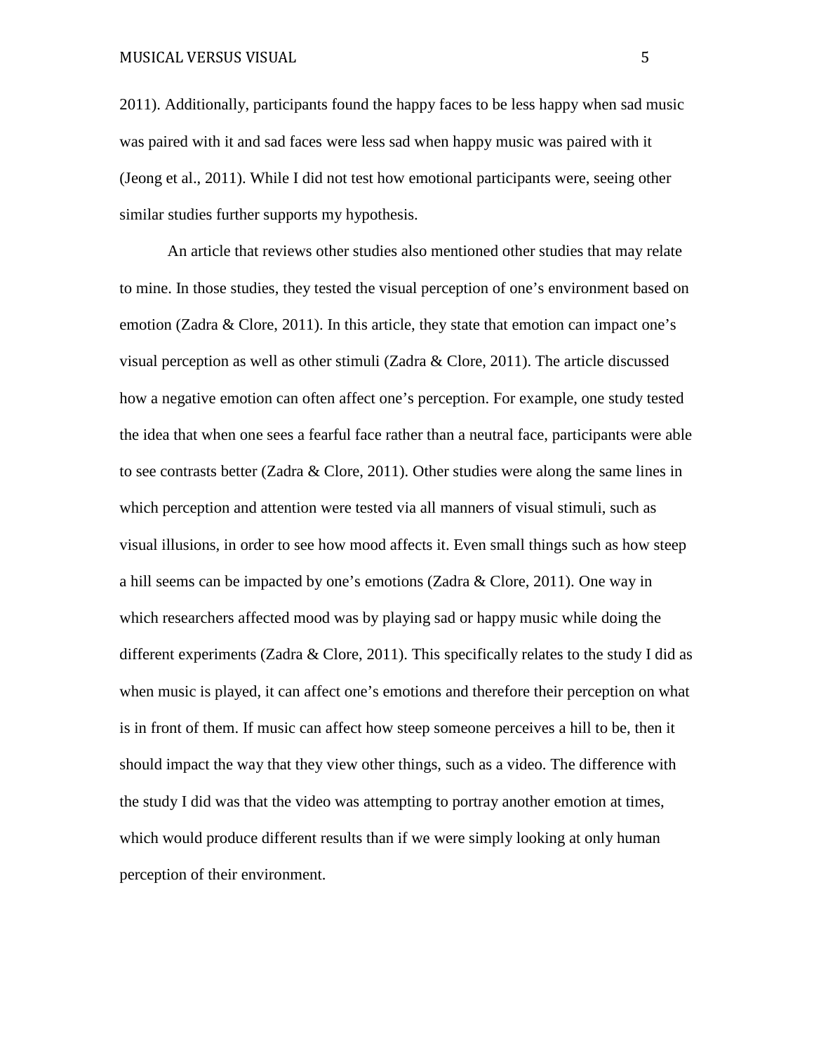2011). Additionally, participants found the happy faces to be less happy when sad music was paired with it and sad faces were less sad when happy music was paired with it (Jeong et al., 2011). While I did not test how emotional participants were, seeing other similar studies further supports my hypothesis.

An article that reviews other studies also mentioned other studies that may relate to mine. In those studies, they tested the visual perception of one's environment based on emotion (Zadra & Clore, 2011). In this article, they state that emotion can impact one's visual perception as well as other stimuli (Zadra & Clore, 2011). The article discussed how a negative emotion can often affect one's perception. For example, one study tested the idea that when one sees a fearful face rather than a neutral face, participants were able to see contrasts better (Zadra & Clore, 2011). Other studies were along the same lines in which perception and attention were tested via all manners of visual stimuli, such as visual illusions, in order to see how mood affects it. Even small things such as how steep a hill seems can be impacted by one's emotions (Zadra & Clore, 2011). One way in which researchers affected mood was by playing sad or happy music while doing the different experiments (Zadra & Clore, 2011). This specifically relates to the study I did as when music is played, it can affect one's emotions and therefore their perception on what is in front of them. If music can affect how steep someone perceives a hill to be, then it should impact the way that they view other things, such as a video. The difference with the study I did was that the video was attempting to portray another emotion at times, which would produce different results than if we were simply looking at only human perception of their environment.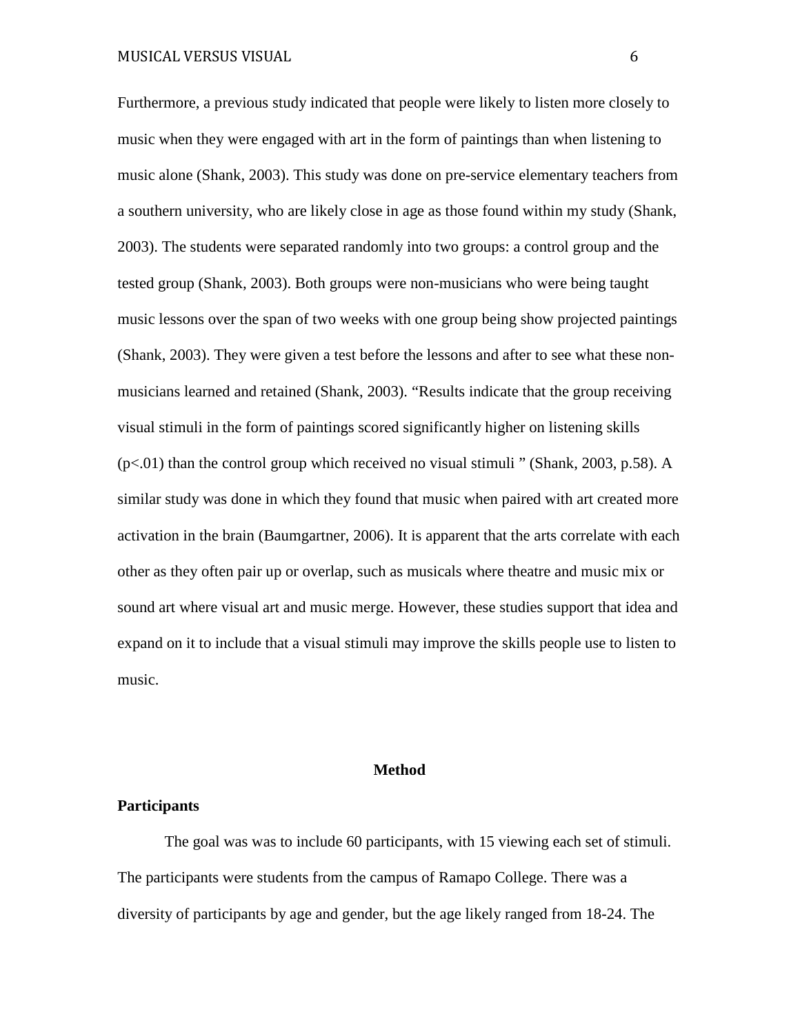Furthermore, a previous study indicated that people were likely to listen more closely to music when they were engaged with art in the form of paintings than when listening to music alone (Shank, 2003). This study was done on pre-service elementary teachers from a southern university, who are likely close in age as those found within my study (Shank, 2003). The students were separated randomly into two groups: a control group and the tested group (Shank, 2003). Both groups were non-musicians who were being taught music lessons over the span of two weeks with one group being show projected paintings (Shank, 2003). They were given a test before the lessons and after to see what these non-musicians learned and retained (Shank, 2003). "Results indicate that the group receiving visual stimuli in the form of paintings scored significantly higher on listening skills ($p<.01$) than the control group which received no visual stimuli " (Shank, 2003, p.58). A similar study was done in which they found that music when paired with art created more activation in the brain (Baumgartner, 2006). It is apparent that the arts correlate with each other as they often pair up or overlap, such as musicals where theatre and music mix or sound art where visual art and music merge. However, these studies support that idea and expand on it to include that a visual stimuli may improve the skills people use to listen to music.

## Method

### Participants

The goal was was to include 60 participants, with 15 viewing each set of stimuli. The participants were students from the campus of Ramapo College. There was a diversity of participants by age and gender, but the age likely ranged from 18-24. The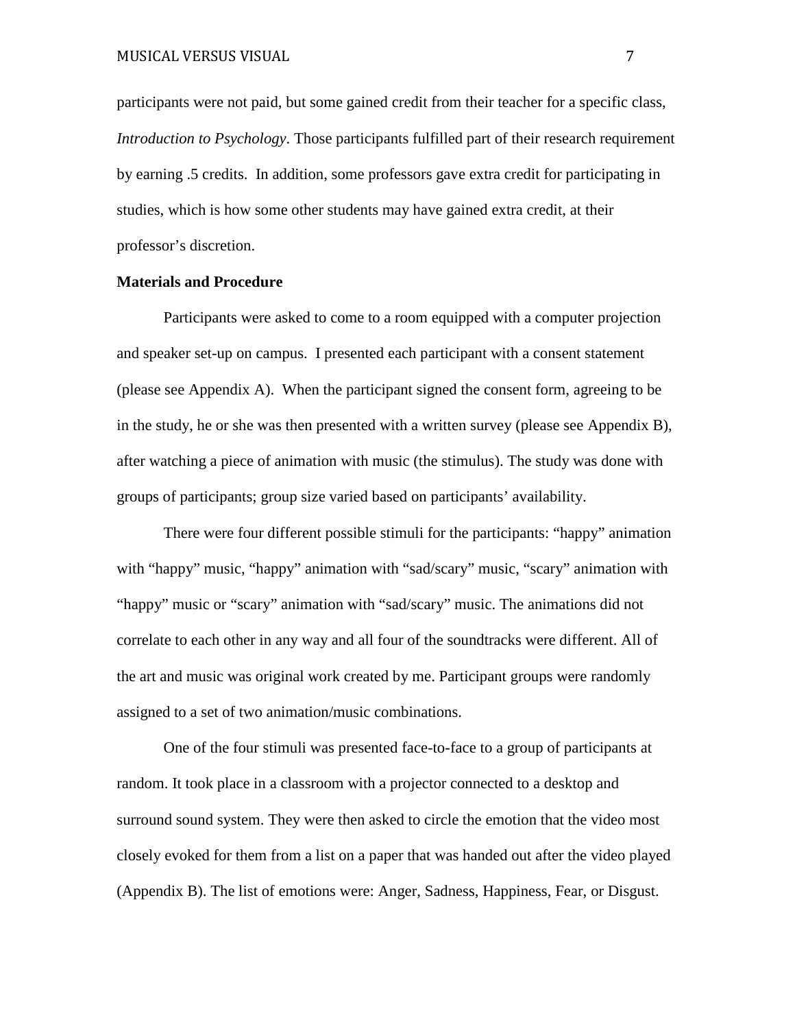participants were not paid, but some gained credit from their teacher for a specific class, *Introduction to Psychology*. Those participants fulfilled part of their research requirement by earning .5 credits. In addition, some professors gave extra credit for participating in studies, which is how some other students may have gained extra credit, at their professor's discretion.

**Materials and Procedure**

Participants were asked to come to a room equipped with a computer projection and speaker set-up on campus. I presented each participant with a consent statement (please see Appendix A). When the participant signed the consent form, agreeing to be in the study, he or she was then presented with a written survey (please see Appendix B), after watching a piece of animation with music (the stimulus). The study was done with groups of participants; group size varied based on participants' availability.

There were four different possible stimuli for the participants: "happy" animation with "happy" music, "happy" animation with "sad/scary" music, "scary" animation with "happy" music or "scary" animation with "sad/scary" music. The animations did not correlate to each other in any way and all four of the soundtracks were different. All of the art and music was original work created by me. Participant groups were randomly assigned to a set of two animation/music combinations.

One of the four stimuli was presented face-to-face to a group of participants at random. It took place in a classroom with a projector connected to a desktop and surround sound system. They were then asked to circle the emotion that the video most closely evoked for them from a list on a paper that was handed out after the video played (Appendix B). The list of emotions were: Anger, Sadness, Happiness, Fear, or Disgust.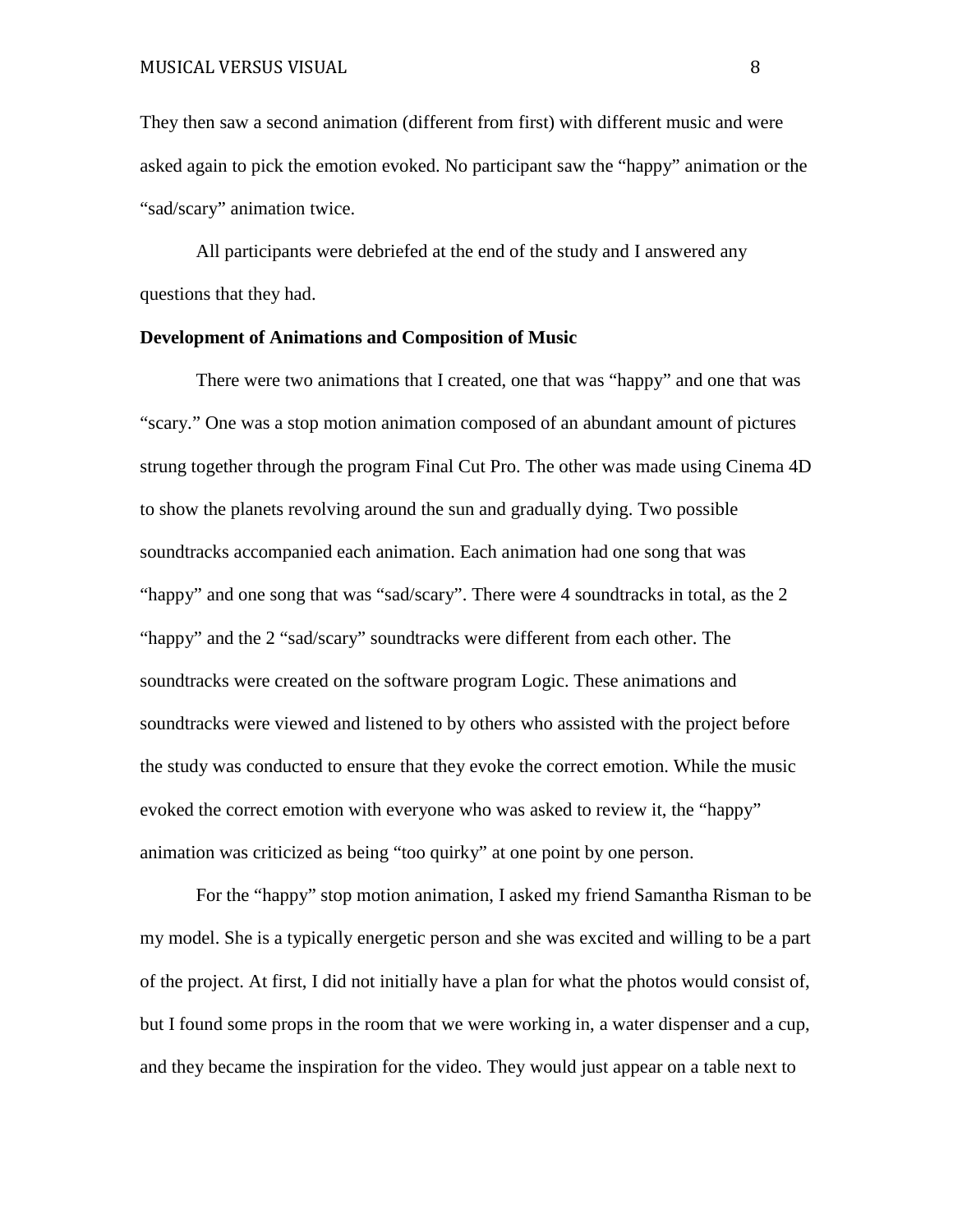They then saw a second animation (different from first) with different music and were asked again to pick the emotion evoked. No participant saw the “happy” animation or the “sad/scary” animation twice.

All participants were debriefed at the end of the study and I answered any questions that they had.

**Development of Animations and Composition of Music**

There were two animations that I created, one that was “happy” and one that was “scary.” One was a stop motion animation composed of an abundant amount of pictures strung together through the program Final Cut Pro. The other was made using Cinema 4D to show the planets revolving around the sun and gradually dying. Two possible soundtracks accompanied each animation. Each animation had one song that was “happy” and one song that was “sad/scary”. There were 4 soundtracks in total, as the 2 “happy” and the 2 “sad/scary” soundtracks were different from each other. The soundtracks were created on the software program Logic. These animations and soundtracks were viewed and listened to by others who assisted with the project before the study was conducted to ensure that they evoke the correct emotion. While the music evoked the correct emotion with everyone who was asked to review it, the “happy” animation was criticized as being “too quirky” at one point by one person.

For the “happy” stop motion animation, I asked my friend Samantha Risman to be my model. She is a typically energetic person and she was excited and willing to be a part of the project. At first, I did not initially have a plan for what the photos would consist of, but I found some props in the room that we were working in, a water dispenser and a cup, and they became the inspiration for the video. They would just appear on a table next to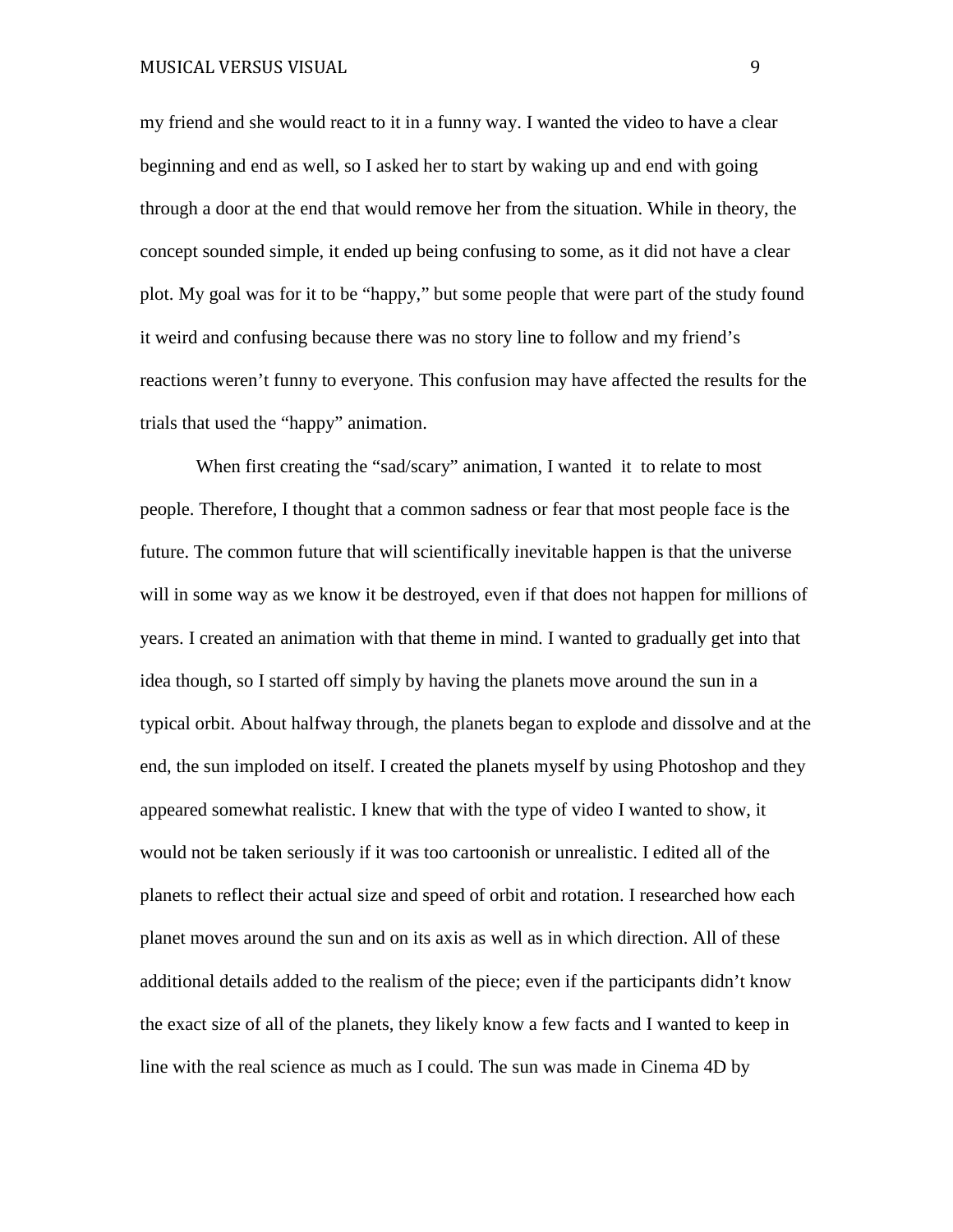my friend and she would react to it in a funny way. I wanted the video to have a clear beginning and end as well, so I asked her to start by waking up and end with going through a door at the end that would remove her from the situation. While in theory, the concept sounded simple, it ended up being confusing to some, as it did not have a clear plot. My goal was for it to be "happy," but some people that were part of the study found it weird and confusing because there was no story line to follow and my friend's reactions weren't funny to everyone. This confusion may have affected the results for the trials that used the "happy" animation.

When first creating the "sad/scary" animation, I wanted it to relate to most people. Therefore, I thought that a common sadness or fear that most people face is the future. The common future that will scientifically inevitable happen is that the universe will in some way as we know it be destroyed, even if that does not happen for millions of years. I created an animation with that theme in mind. I wanted to gradually get into that idea though, so I started off simply by having the planets move around the sun in a typical orbit. About halfway through, the planets began to explode and dissolve and at the end, the sun imploded on itself. I created the planets myself by using Photoshop and they appeared somewhat realistic. I knew that with the type of video I wanted to show, it would not be taken seriously if it was too cartoonish or unrealistic. I edited all of the planets to reflect their actual size and speed of orbit and rotation. I researched how each planet moves around the sun and on its axis as well as in which direction. All of these additional details added to the realism of the piece; even if the participants didn't know the exact size of all of the planets, they likely know a few facts and I wanted to keep in line with the real science as much as I could. The sun was made in Cinema 4D by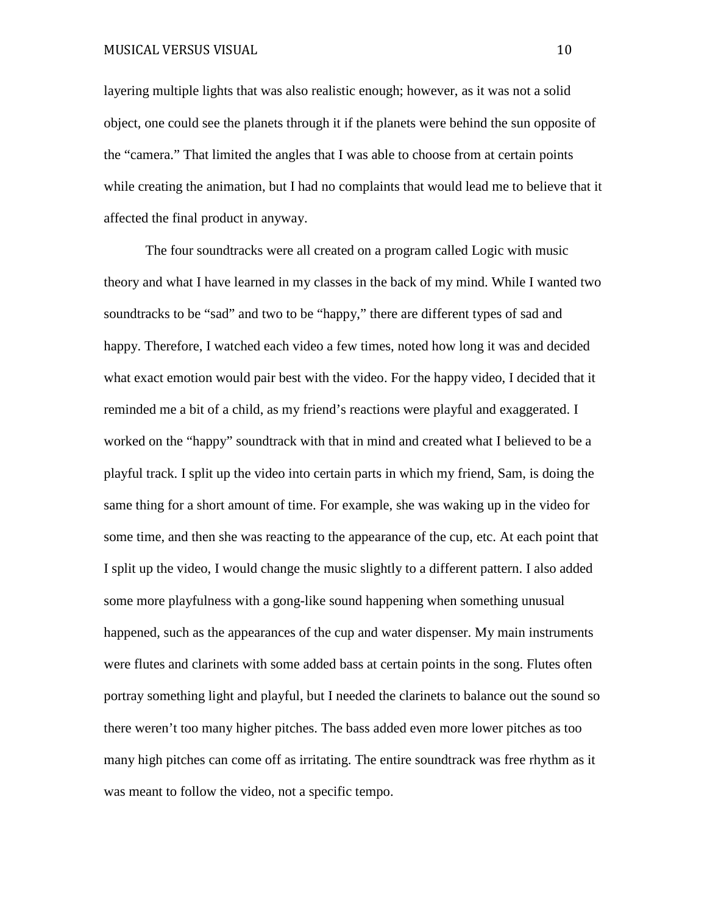layering multiple lights that was also realistic enough; however, as it was not a solid object, one could see the planets through it if the planets were behind the sun opposite of the "camera." That limited the angles that I was able to choose from at certain points while creating the animation, but I had no complaints that would lead me to believe that it affected the final product in anyway.

The four soundtracks were all created on a program called Logic with music theory and what I have learned in my classes in the back of my mind. While I wanted two soundtracks to be "sad" and two to be "happy," there are different types of sad and happy. Therefore, I watched each video a few times, noted how long it was and decided what exact emotion would pair best with the video. For the happy video, I decided that it reminded me a bit of a child, as my friend's reactions were playful and exaggerated. I worked on the "happy" soundtrack with that in mind and created what I believed to be a playful track. I split up the video into certain parts in which my friend, Sam, is doing the same thing for a short amount of time. For example, she was waking up in the video for some time, and then she was reacting to the appearance of the cup, etc. At each point that I split up the video, I would change the music slightly to a different pattern. I also added some more playfulness with a gong-like sound happening when something unusual happened, such as the appearances of the cup and water dispenser. My main instruments were flutes and clarinets with some added bass at certain points in the song. Flutes often portray something light and playful, but I needed the clarinets to balance out the sound so there weren't too many higher pitches. The bass added even more lower pitches as too many high pitches can come off as irritating. The entire soundtrack was free rhythm as it was meant to follow the video, not a specific tempo.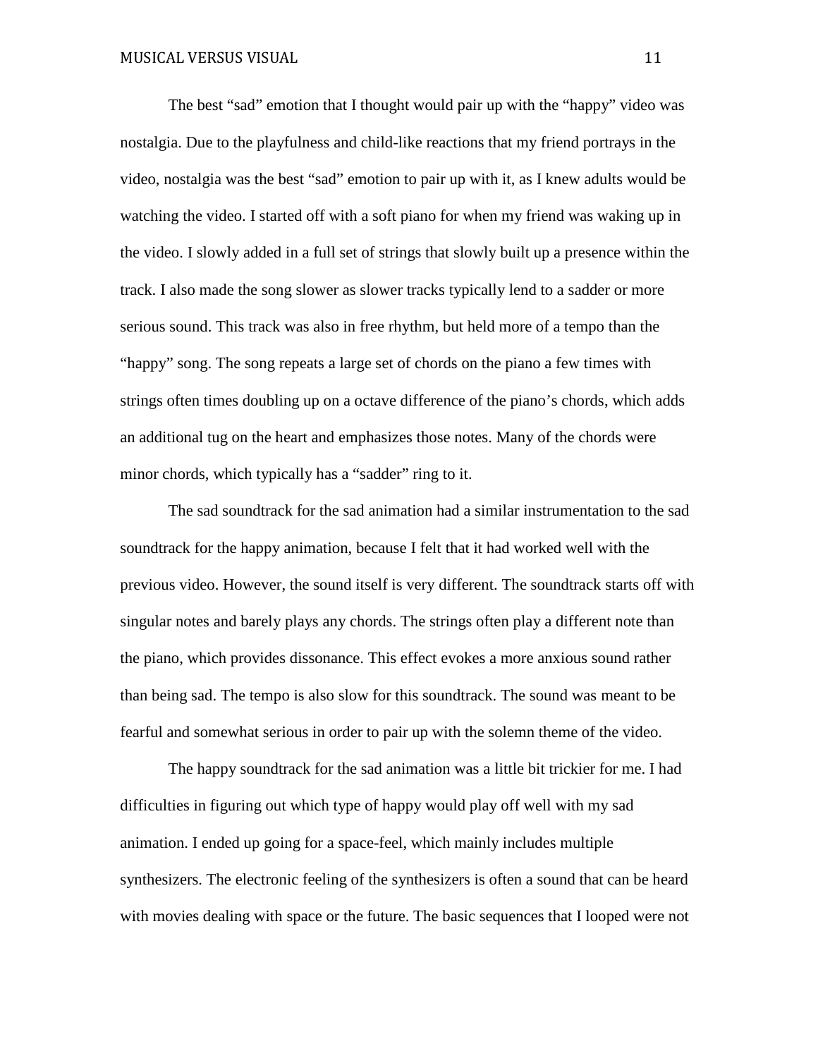The best "sad" emotion that I thought would pair up with the "happy" video was nostalgia. Due to the playfulness and child-like reactions that my friend portrays in the video, nostalgia was the best "sad" emotion to pair up with it, as I knew adults would be watching the video. I started off with a soft piano for when my friend was waking up in the video. I slowly added in a full set of strings that slowly built up a presence within the track. I also made the song slower as slower tracks typically lend to a sadder or more serious sound. This track was also in free rhythm, but held more of a tempo than the "happy" song. The song repeats a large set of chords on the piano a few times with strings often times doubling up on a octave difference of the piano's chords, which adds an additional tug on the heart and emphasizes those notes. Many of the chords were minor chords, which typically has a "sadder" ring to it.

The sad soundtrack for the sad animation had a similar instrumentation to the sad soundtrack for the happy animation, because I felt that it had worked well with the previous video. However, the sound itself is very different. The soundtrack starts off with singular notes and barely plays any chords. The strings often play a different note than the piano, which provides dissonance. This effect evokes a more anxious sound rather than being sad. The tempo is also slow for this soundtrack. The sound was meant to be fearful and somewhat serious in order to pair up with the solemn theme of the video.

The happy soundtrack for the sad animation was a little bit trickier for me. I had difficulties in figuring out which type of happy would play off well with my sad animation. I ended up going for a space-feel, which mainly includes multiple synthesizers. The electronic feeling of the synthesizers is often a sound that can be heard with movies dealing with space or the future. The basic sequences that I looped were not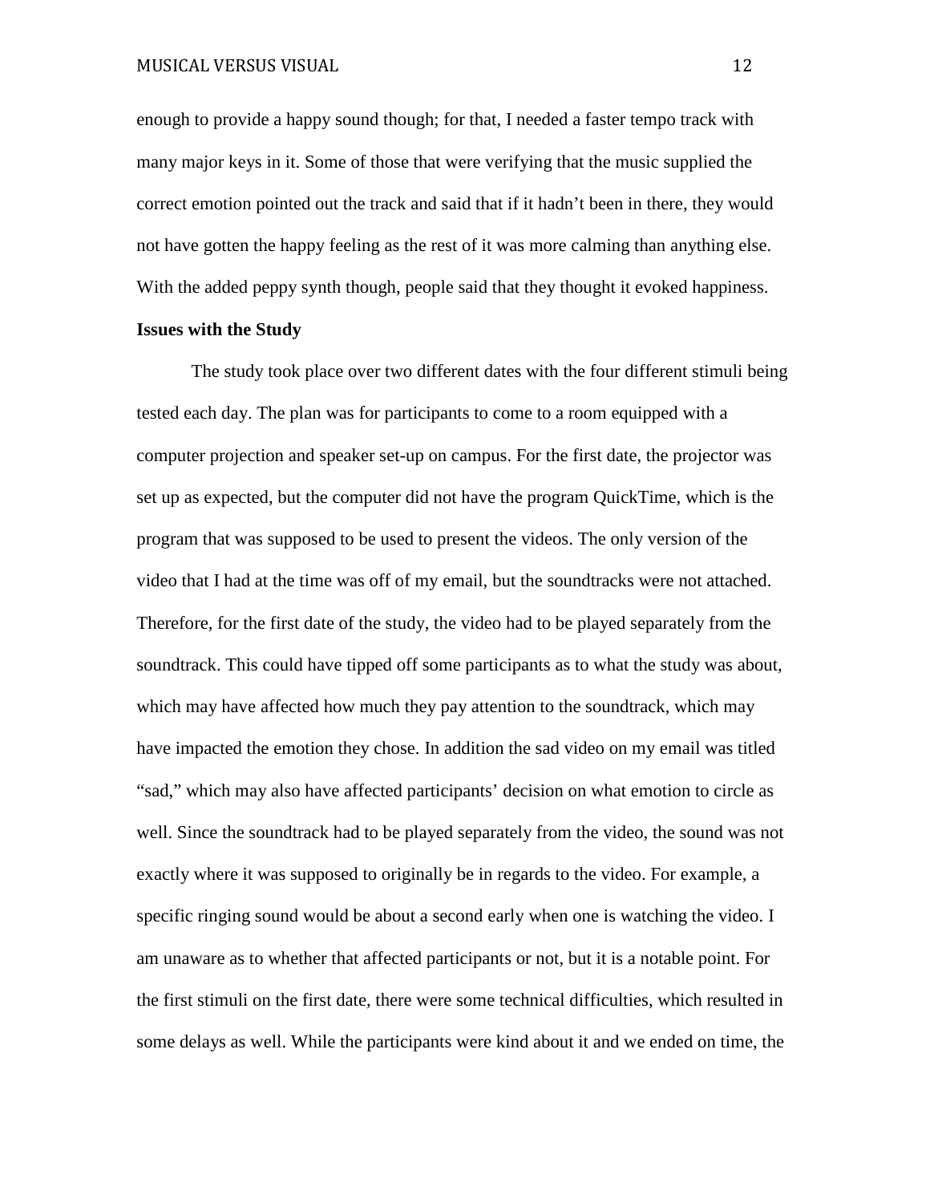enough to provide a happy sound though; for that, I needed a faster tempo track with many major keys in it. Some of those that were verifying that the music supplied the correct emotion pointed out the track and said that if it hadn't been in there, they would not have gotten the happy feeling as the rest of it was more calming than anything else. With the added peppy synth though, people said that they thought it evoked happiness.

**Issues with the Study**

The study took place over two different dates with the four different stimuli being tested each day. The plan was for participants to come to a room equipped with a computer projection and speaker set-up on campus. For the first date, the projector was set up as expected, but the computer did not have the program QuickTime, which is the program that was supposed to be used to present the videos. The only version of the video that I had at the time was off of my email, but the soundtracks were not attached. Therefore, for the first date of the study, the video had to be played separately from the soundtrack. This could have tipped off some participants as to what the study was about, which may have affected how much they pay attention to the soundtrack, which may have impacted the emotion they chose. In addition the sad video on my email was titled "sad," which may also have affected participants' decision on what emotion to circle as well. Since the soundtrack had to be played separately from the video, the sound was not exactly where it was supposed to originally be in regards to the video. For example, a specific ringing sound would be about a second early when one is watching the video. I am unaware as to whether that affected participants or not, but it is a notable point. For the first stimuli on the first date, there were some technical difficulties, which resulted in some delays as well. While the participants were kind about it and we ended on time, the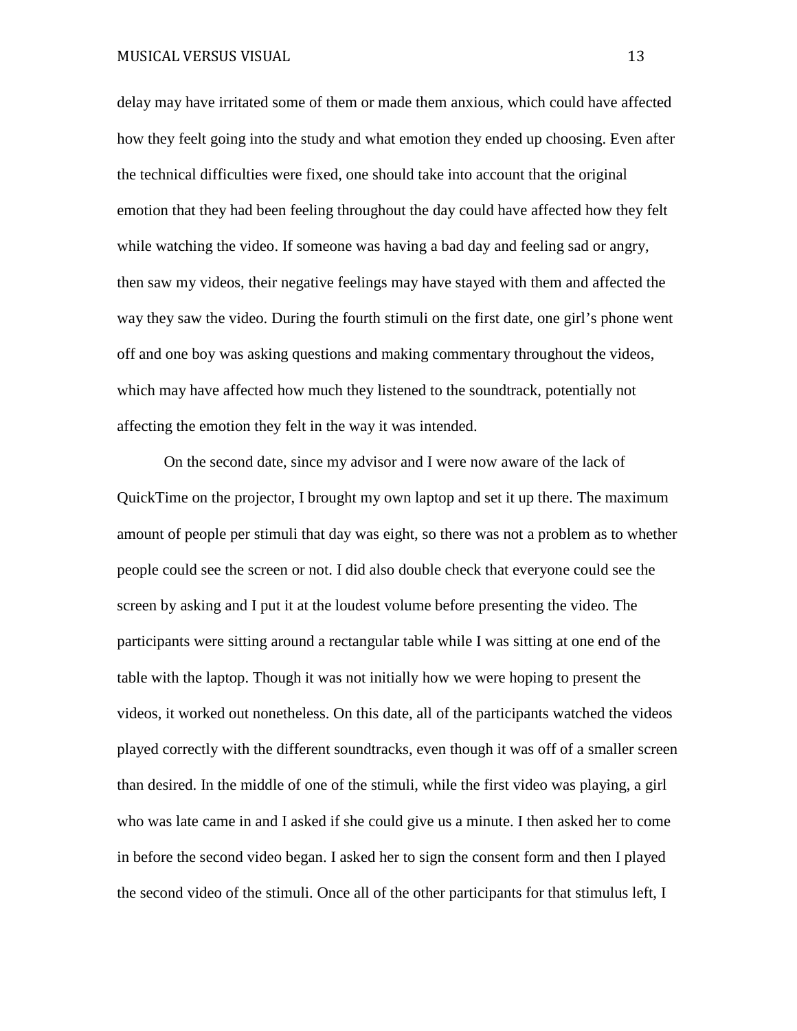delay may have irritated some of them or made them anxious, which could have affected how they feelt going into the study and what emotion they ended up choosing. Even after the technical difficulties were fixed, one should take into account that the original emotion that they had been feeling throughout the day could have affected how they felt while watching the video. If someone was having a bad day and feeling sad or angry, then saw my videos, their negative feelings may have stayed with them and affected the way they saw the video. During the fourth stimuli on the first date, one girl's phone went off and one boy was asking questions and making commentary throughout the videos, which may have affected how much they listened to the soundtrack, potentially not affecting the emotion they felt in the way it was intended.

On the second date, since my advisor and I were now aware of the lack of QuickTime on the projector, I brought my own laptop and set it up there. The maximum amount of people per stimuli that day was eight, so there was not a problem as to whether people could see the screen or not. I did also double check that everyone could see the screen by asking and I put it at the loudest volume before presenting the video. The participants were sitting around a rectangular table while I was sitting at one end of the table with the laptop. Though it was not initially how we were hoping to present the videos, it worked out nonetheless. On this date, all of the participants watched the videos played correctly with the different soundtracks, even though it was off of a smaller screen than desired. In the middle of one of the stimuli, while the first video was playing, a girl who was late came in and I asked if she could give us a minute. I then asked her to come in before the second video began. I asked her to sign the consent form and then I played the second video of the stimuli. Once all of the other participants for that stimulus left, I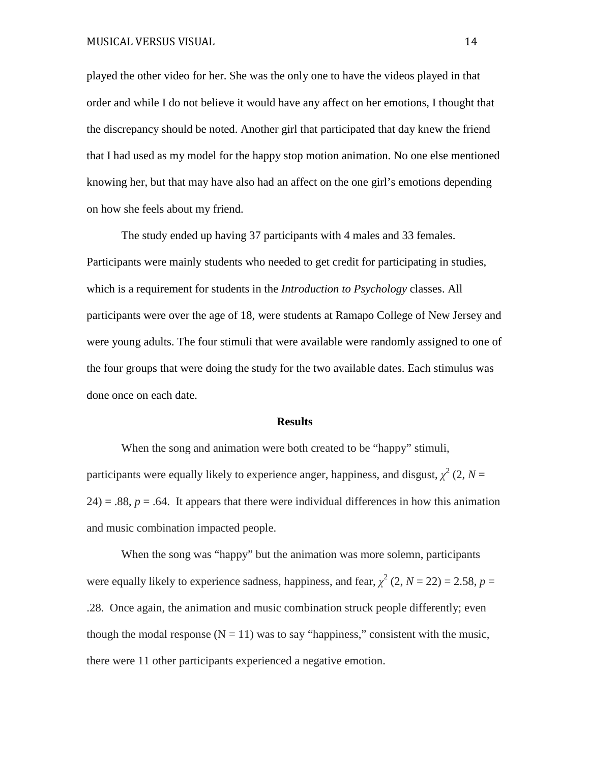played the other video for her. She was the only one to have the videos played in that order and while I do not believe it would have any affect on her emotions, I thought that the discrepancy should be noted. Another girl that participated that day knew the friend that I had used as my model for the happy stop motion animation. No one else mentioned knowing her, but that may have also had an affect on the one girl's emotions depending on how she feels about my friend.

The study ended up having 37 participants with 4 males and 33 females. Participants were mainly students who needed to get credit for participating in studies, which is a requirement for students in the *Introduction to Psychology* classes. All participants were over the age of 18, were students at Ramapo College of New Jersey and were young adults. The four stimuli that were available were randomly assigned to one of the four groups that were doing the study for the two available dates. Each stimulus was done once on each date.

## Results

When the song and animation were both created to be "happy" stimuli, participants were equally likely to experience anger, happiness, and disgust, $\chi^2$ (2, $N$ = 24) = .88, $p$ = .64. It appears that there were individual differences in how this animation and music combination impacted people.

When the song was "happy" but the animation was more solemn, participants were equally likely to experience sadness, happiness, and fear, $\chi^2$ (2, $N$ = 22) = 2.58, $p$ = .28. Once again, the animation and music combination struck people differently; even though the modal response (N = 11) was to say "happiness," consistent with the music, there were 11 other participants experienced a negative emotion.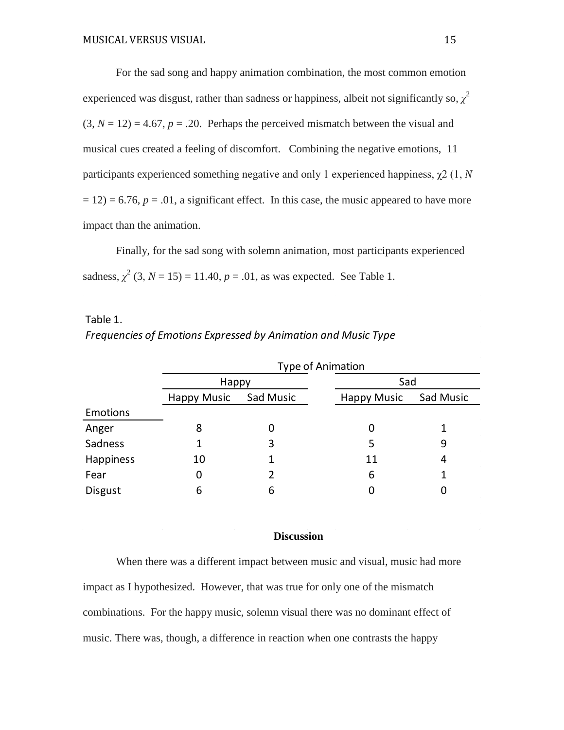For the sad song and happy animation combination, the most common emotion experienced was disgust, rather than sadness or happiness, albeit not significantly so, $\chi^2$ (3, $N$ = 12) = 4.67, $p$ = .20. Perhaps the perceived mismatch between the visual and musical cues created a feeling of discomfort. Combining the negative emotions, 11 participants experienced something negative and only 1 experienced happiness, $\chi^2$ (1, $N$ = 12) = 6.76, $p$ = .01, a significant effect. In this case, the music appeared to have more impact than the animation.

Finally, for the sad song with solemn animation, most participants experienced sadness, $\chi^2$ (3, $N$ = 15) = 11.40, $p$ = .01, as was expected. See Table 1.

Table 1.

*Frequencies of Emotions Expressed by Animation and Music Type*

| | Type of Animation | | | |
|---|---|---|---|---|
| | Happy | | Sad | |
| | Happy Music | Sad Music | Happy Music | Sad Music |
| Emotions | | | | |
| Anger | 8 | 0 | 0 | 1 |
| Sadness | 1 | 3 | 5 | 9 |
| Happiness | 10 | 1 | 11 | 4 |
| Fear | 0 | 2 | 6 | 1 |
| Disgust | 6 | 6 | 0 | 0 |

**Discussion**

When there was a different impact between music and visual, music had more impact as I hypothesized. However, that was true for only one of the mismatch combinations. For the happy music, solemn visual there was no dominant effect of music. There was, though, a difference in reaction when one contrasts the happy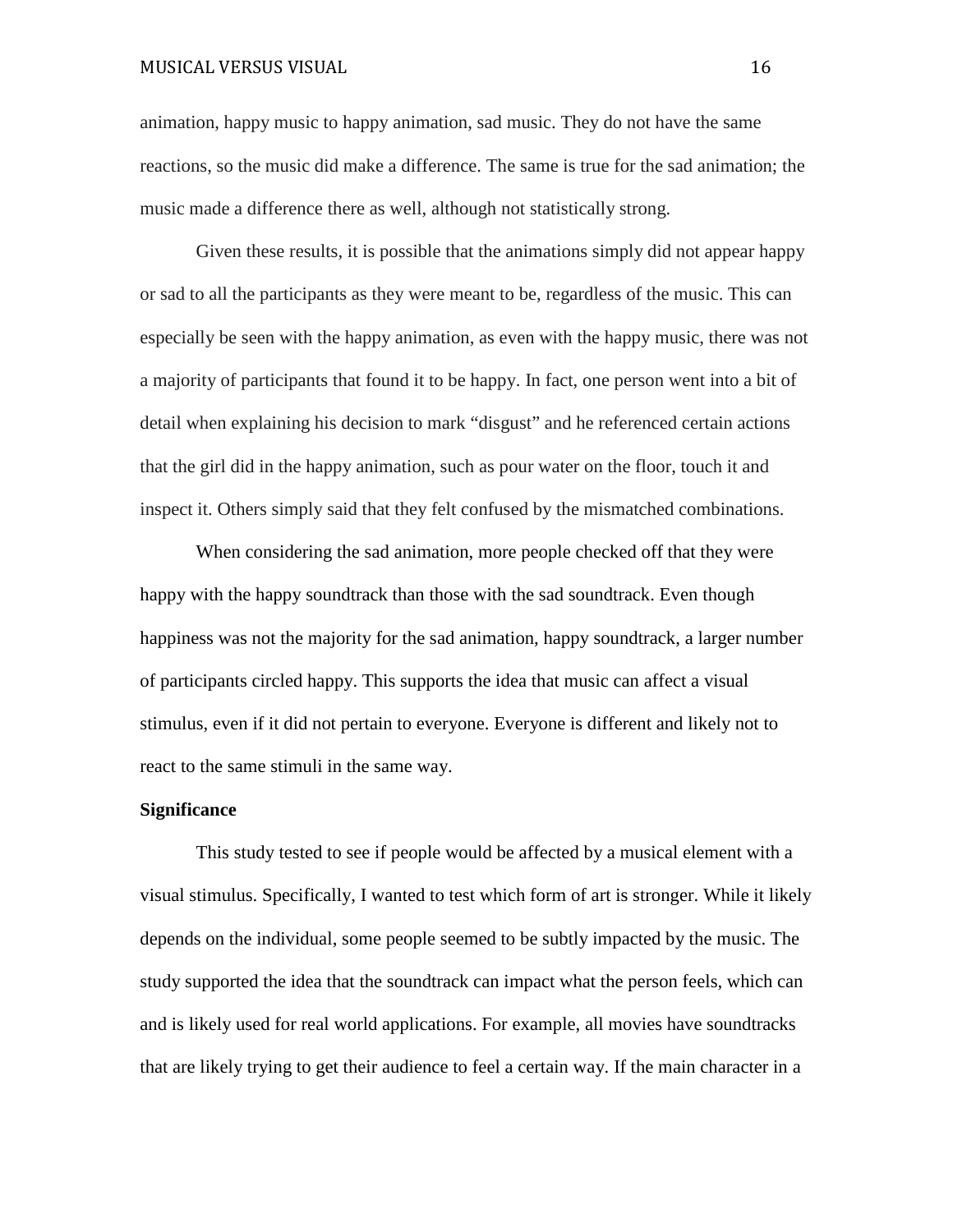animation, happy music to happy animation, sad music. They do not have the same reactions, so the music did make a difference. The same is true for the sad animation; the music made a difference there as well, although not statistically strong.

Given these results, it is possible that the animations simply did not appear happy or sad to all the participants as they were meant to be, regardless of the music. This can especially be seen with the happy animation, as even with the happy music, there was not a majority of participants that found it to be happy. In fact, one person went into a bit of detail when explaining his decision to mark "disgust" and he referenced certain actions that the girl did in the happy animation, such as pour water on the floor, touch it and inspect it. Others simply said that they felt confused by the mismatched combinations.

When considering the sad animation, more people checked off that they were happy with the happy soundtrack than those with the sad soundtrack. Even though happiness was not the majority for the sad animation, happy soundtrack, a larger number of participants circled happy. This supports the idea that music can affect a visual stimulus, even if it did not pertain to everyone. Everyone is different and likely not to react to the same stimuli in the same way.

**Significance**

This study tested to see if people would be affected by a musical element with a visual stimulus. Specifically, I wanted to test which form of art is stronger. While it likely depends on the individual, some people seemed to be subtly impacted by the music. The study supported the idea that the soundtrack can impact what the person feels, which can and is likely used for real world applications. For example, all movies have soundtracks that are likely trying to get their audience to feel a certain way. If the main character in a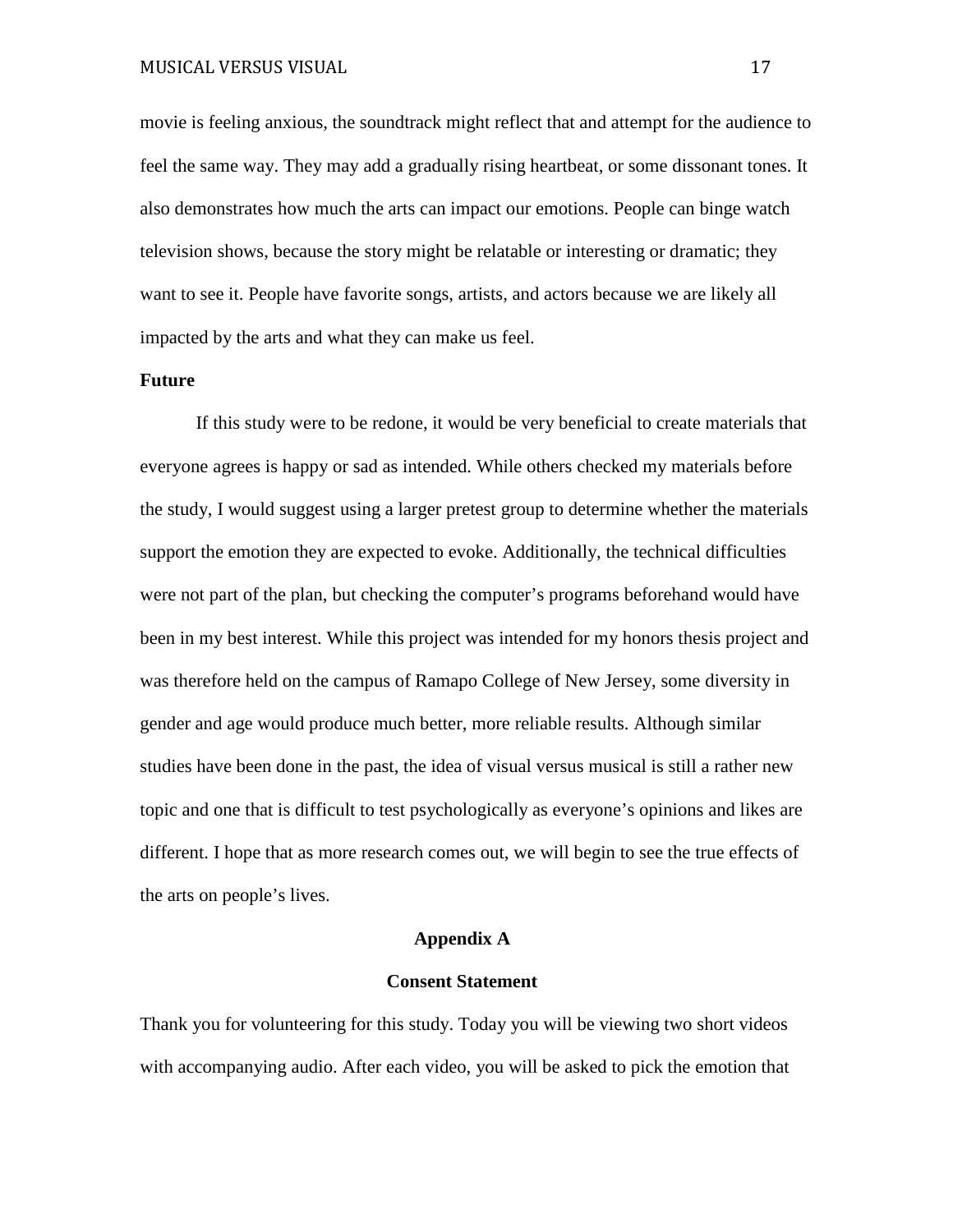movie is feeling anxious, the soundtrack might reflect that and attempt for the audience to feel the same way. They may add a gradually rising heartbeat, or some dissonant tones. It also demonstrates how much the arts can impact our emotions. People can binge watch television shows, because the story might be relatable or interesting or dramatic; they want to see it. People have favorite songs, artists, and actors because we are likely all impacted by the arts and what they can make us feel.

**Future**

If this study were to be redone, it would be very beneficial to create materials that everyone agrees is happy or sad as intended. While others checked my materials before the study, I would suggest using a larger pretest group to determine whether the materials support the emotion they are expected to evoke. Additionally, the technical difficulties were not part of the plan, but checking the computer's programs beforehand would have been in my best interest. While this project was intended for my honors thesis project and was therefore held on the campus of Ramapo College of New Jersey, some diversity in gender and age would produce much better, more reliable results. Although similar studies have been done in the past, the idea of visual versus musical is still a rather new topic and one that is difficult to test psychologically as everyone's opinions and likes are different. I hope that as more research comes out, we will begin to see the true effects of the arts on people's lives.

## Appendix A

### Consent Statement

Thank you for volunteering for this study. Today you will be viewing two short videos with accompanying audio. After each video, you will be asked to pick the emotion that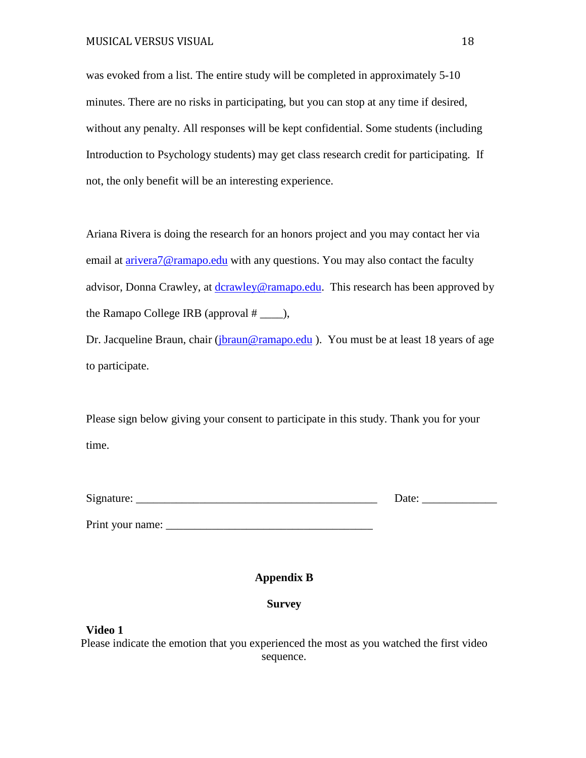was evoked from a list. The entire study will be completed in approximately 5-10 minutes. There are no risks in participating, but you can stop at any time if desired, without any penalty. All responses will be kept confidential. Some students (including Introduction to Psychology students) may get class research credit for participating. If not, the only benefit will be an interesting experience.

Ariana Rivera is doing the research for an honors project and you may contact her via email at arivera7@ramapo.edu with any questions. You may also contact the faculty advisor, Donna Crawley, at dcrawley@ramapo.edu. This research has been approved by the Ramapo College IRB (approval # ____),
Dr. Jacqueline Braun, chair (jbraun@ramapo.edu ). You must be at least 18 years of age to participate.

Please sign below giving your consent to participate in this study. Thank you for your time.

Signature: ___________________________________________ Date: _____________

Print your name: _____________________________________

## Appendix B

## Survey

**Video 1**

Please indicate the emotion that you experienced the most as you watched the first video sequence.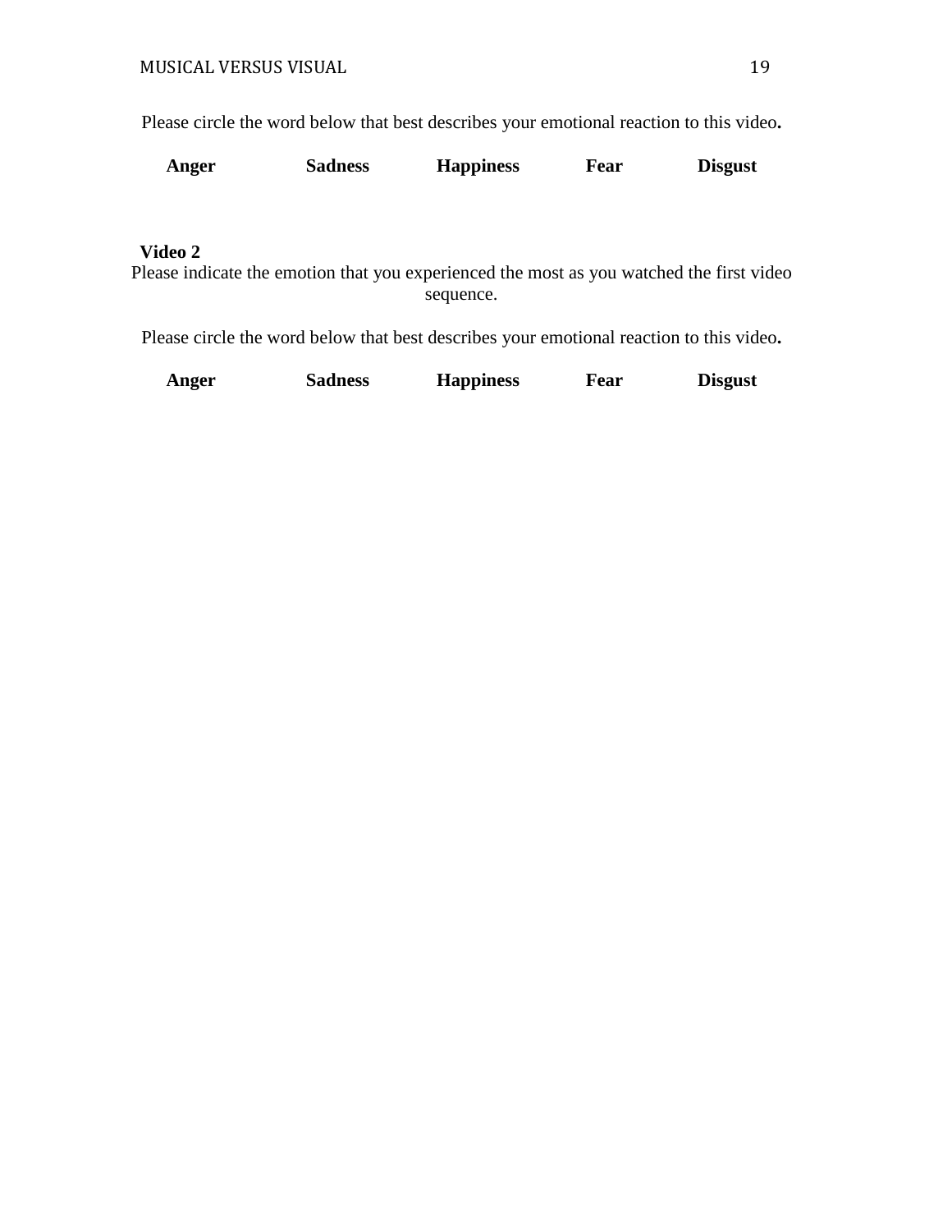Please circle the word below that best describes your emotional reaction to this video**.**

**Anger** **Sadness** **Happiness** **Fear** **Disgust**

**Video 2**

Please indicate the emotion that you experienced the most as you watched the first video sequence.

Please circle the word below that best describes your emotional reaction to this video**.**

**Anger** **Sadness** **Happiness** **Fear** **Disgust**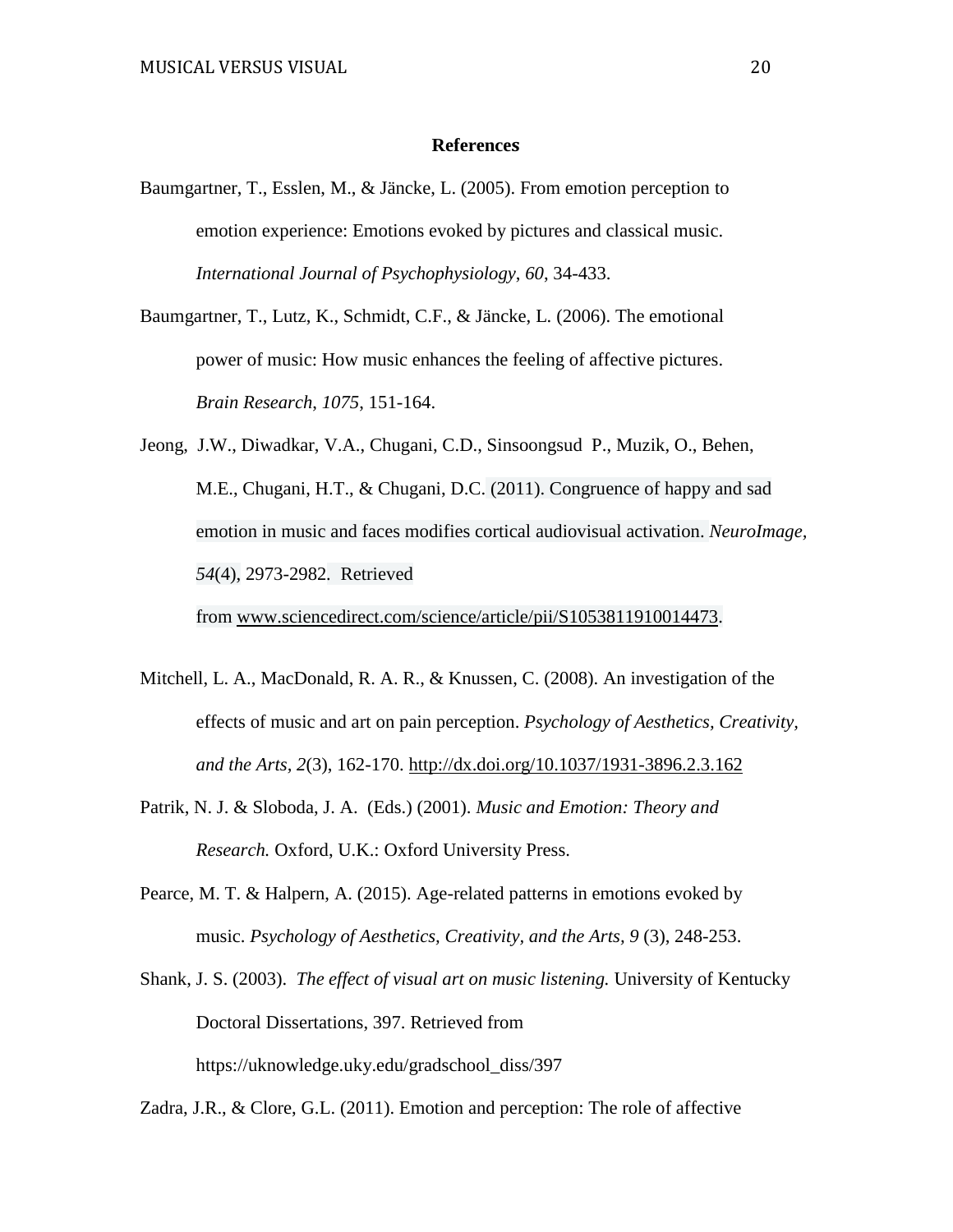## References

Baumgartner, T., Esslen, M., & Jäncke, L. (2005). From emotion perception to emotion experience: Emotions evoked by pictures and classical music. *International Journal of Psychophysiology*, *60*, 34-433.

Baumgartner, T., Lutz, K., Schmidt, C.F., & Jäncke, L. (2006). The emotional power of music: How music enhances the feeling of affective pictures. *Brain Research*, *1075*, 151-164.

Jeong, J.W., Diwadkar, V.A., Chugani, C.D., Sinsoongsud P., Muzik, O., Behen, M.E., Chugani, H.T., & Chugani, D.C. (2011). Congruence of happy and sad emotion in music and faces modifies cortical audiovisual activation. *NeuroImage, 54*(4), 2973-2982. Retrieved from www.sciencedirect.com/science/article/pii/S1053811910014473.

Mitchell, L. A., MacDonald, R. A. R., & Knussen, C. (2008). An investigation of the effects of music and art on pain perception. *Psychology of Aesthetics, Creativity, and the Arts, 2*(3), 162-170. http://dx.doi.org/10.1037/1931-3896.2.3.162

Patrik, N. J. & Sloboda, J. A. (Eds.) (2001). *Music and Emotion: Theory and Research.* Oxford, U.K.: Oxford University Press.

Pearce, M. T. & Halpern, A. (2015). Age-related patterns in emotions evoked by music. *Psychology of Aesthetics, Creativity, and the Arts, 9* (3), 248-253.

Shank, J. S. (2003). *The effect of visual art on music listening.* University of Kentucky Doctoral Dissertations, 397. Retrieved from https://uknowledge.uky.edu/gradschool_diss/397

Zadra, J.R., & Clore, G.L. (2011). Emotion and perception: The role of affective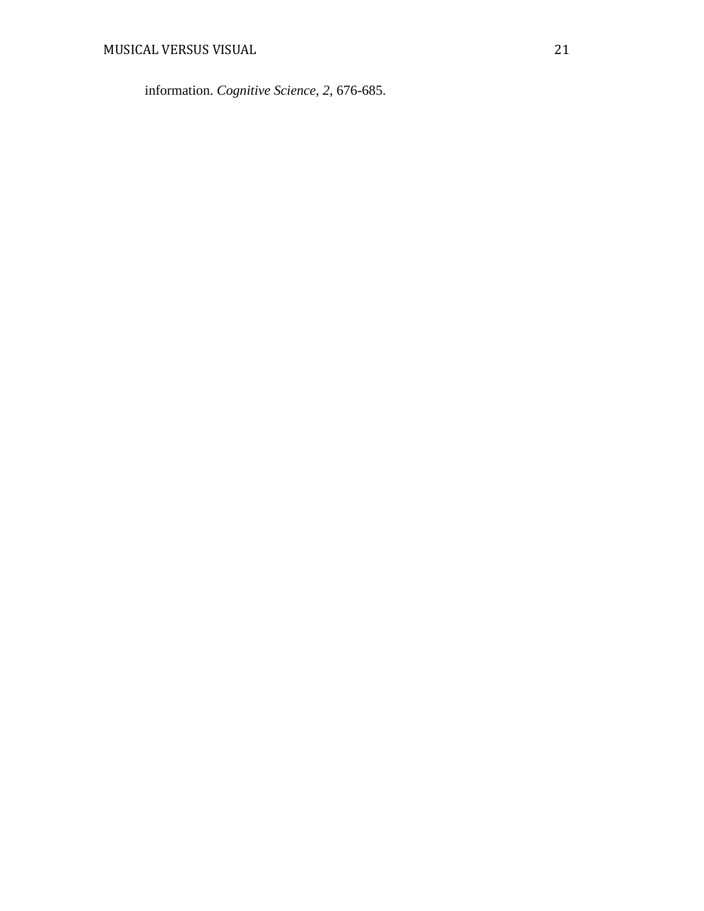information. *Cognitive Science*, *2*, 676-685.